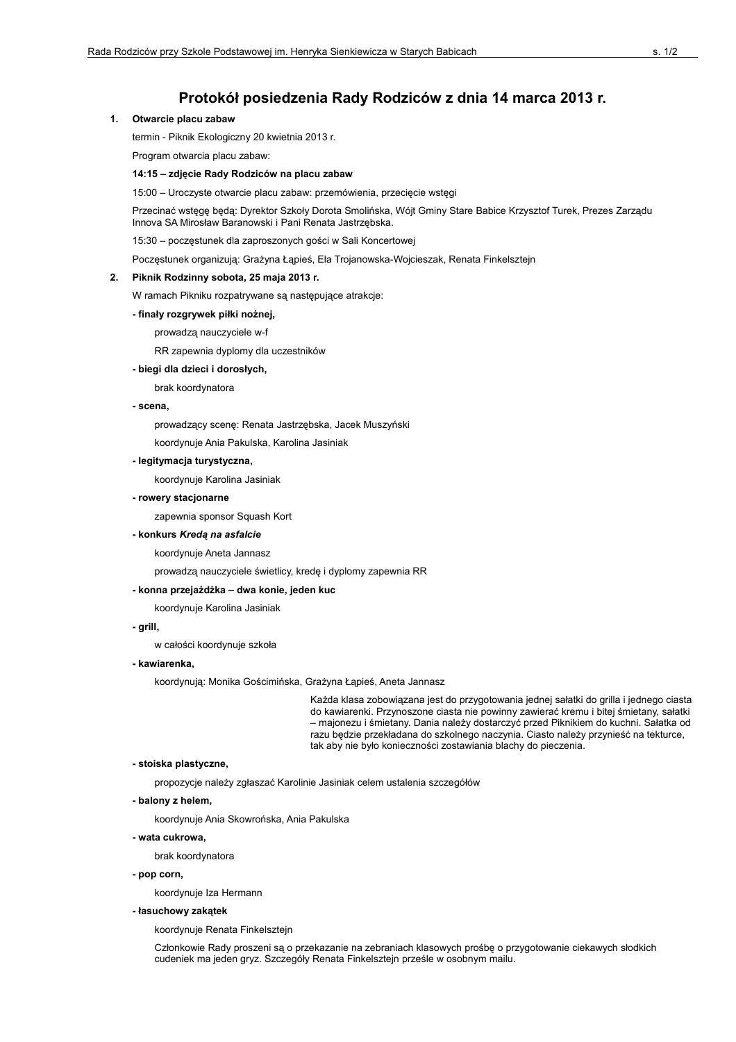# Protokół posiedzenia Rady Rodziców z dnia 14 marca 2013 r.

**1. Otwarcie placu zabaw**

termin - Piknik Ekologiczny 20 kwietnia 2013 r.

Program otwarcia placu zabaw:

**14:15 – zdjęcie Rady Rodziców na placu zabaw**

15:00 – Uroczyste otwarcie placu zabaw: przemówienia, przecięcie wstęgi

Przecinać wstęgę będą: Dyrektor Szkoły Dorota Smolińska, Wójt Gminy Stare Babice Krzysztof Turek, Prezes Zarządu Innova SA Mirosław Baranowski i Pani Renata Jastrzębska.

15:30 – poczęstunek dla zaproszonych gości w Sali Koncertowej

Poczęstunek organizują: Grażyna Łapieś, Ela Trojanowska-Wojcieszak, Renata Finkelsztejn

**2. Piknik Rodzinny sobota, 25 maja 2013 r.**

W ramach Pikniku rozpatrywane są następujące atrakcje:

**- finały rozgrywek piłki nożnej,**

prowadzą nauczyciele w-f

RR zapewnia dyplomy dla uczestników

**- biegi dla dzieci i dorosłych,**

brak koordynatora

**- scena,**

prowadzący scenę: Renata Jastrzębska, Jacek Muszyński

koordynuje Ania Pakulska, Karolina Jasiniak

**- legitymacja turystyczna,**

koordynuje Karolina Jasiniak

**- rowery stacjonarne**

zapewnia sponsor Squash Kort

**- konkurs *Kredą na asfalcie***

koordynuje Aneta Jannasz

prowadzą nauczyciele świetlicy, kredę i dyplomy zapewnia RR

**- konna przejażdżka – dwa konie, jeden kuc**

koordynuje Karolina Jasiniak

**- grill,**

w całości koordynuje szkoła

**- kawiarenka,**

koordynują: Monika Gościmińska, Grażyna Łapieś, Aneta Jannasz

Każda klasa zobowiązana jest do przygotowania jednej sałatki do grilla i jednego ciasta do kawiarenki. Przynoszone ciasta nie powinny zawierać kremu i bitej śmietany, sałatki – majonezu i śmietany. Dania należy dostarczyć przed Piknikiem do kuchni. Sałatka od razu będzie przekładana do szkolnego naczynia. Ciasto należy przynieść na tekturce, tak aby nie było konieczności zostawiania blachy do pieczenia.

**- stoiska plastyczne,**

propozycje należy zgłaszać Karolinie Jasiniak celem ustalenia szczegółów

**- balony z helem,**

koordynuje Ania Skowrońska, Ania Pakulska

**- wata cukrowa,**

brak koordynatora

**- pop corn,**

koordynuje Iza Hermann

**- łasuchowy zakątek**

koordynuje Renata Finkelsztejn

Członkowie Rady proszeni są o przekazanie na zebraniach klasowych prośbę o przygotowanie ciekawych słodkich cudeniek ma jeden gryz. Szczegóły Renata Finkelsztejn prześle w osobnym mailu.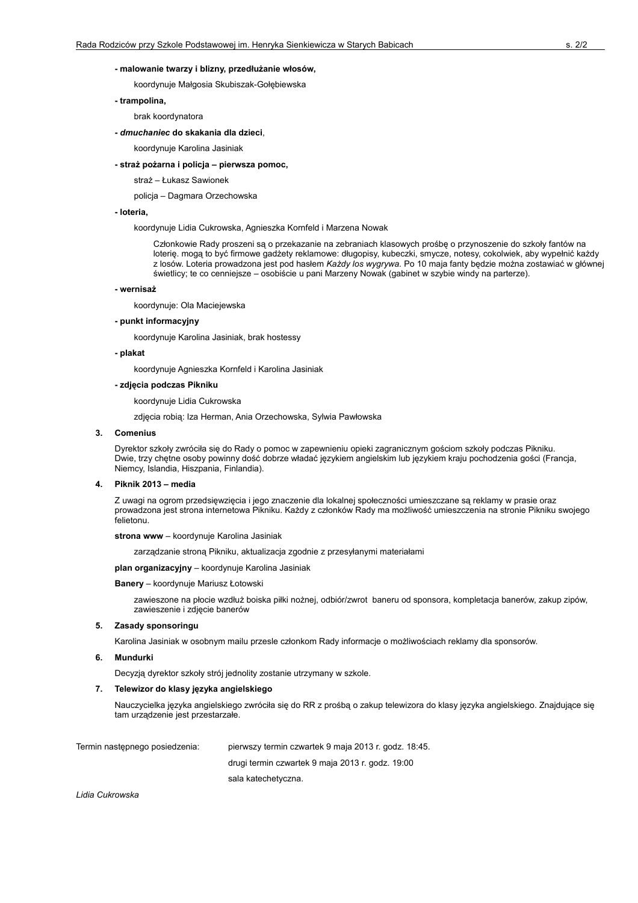**- malowanie twarzy i blizny, przedłużanie włosów,**

koordynuje Małgosia Skubiszak-Gołębiewska

**- trampolina,**

brak koordynatora

**- *dmuchaniec* do skakania dla dzieci**,

koordynuje Karolina Jasiniak

**- straż pożarna i policja – pierwsza pomoc,**

straż – Łukasz Sawionek

policja – Dagmara Orzechowska

**- loteria,**

koordynuje Lidia Cukrowska, Agnieszka Kornfeld i Marzena Nowak

Członkowie Rady proszeni są o przekazanie na zebraniach klasowych prośbę o przynoszenie do szkoły fantów na loterię. mogą to być firmowe gadżety reklamowe: długopisy, kubeczki, smycze, notesy, cokolwiek, aby wypełnić każdy z losów. Loteria prowadzona jest pod hasłem *Każdy los wygrywa.* Po 10 maja fanty będzie można zostawiać w głównej świetlicy; te co cenniejsze – osobiście u pani Marzeny Nowak (gabinet w szybie windy na parterze).

**- wernisaż**

koordynuje: Ola Maciejewska

**- punkt informacyjny**

koordynuje Karolina Jasiniak, brak hostessy

**- plakat**

koordynuje Agnieszka Kornfeld i Karolina Jasiniak

**- zdjęcia podczas Pikniku**

koordynuje Lidia Cukrowska

zdjęcia robią: Iza Herman, Ania Orzechowska, Sylwia Pawłowska

**3. Comenius**

Dyrektor szkoły zwróciła się do Rady o pomoc w zapewnieniu opieki zagranicznym gościom szkoły podczas Pikniku. Dwie, trzy chętne osoby powinny dość dobrze władać językiem angielskim lub językiem kraju pochodzenia gości (Francja, Niemcy, Islandia, Hiszpania, Finlandia).

**4. Piknik 2013 – media**

Z uwagi na ogrom przedsięwzięcia i jego znaczenie dla lokalnej społeczności umieszczane są reklamy w prasie oraz prowadzona jest strona internetowa Pikniku. Każdy z członków Rady ma możliwość umieszczenia na stronie Pikniku swojego felietonu.

**strona www** – koordynuje Karolina Jasiniak

zarządzanie stroną Pikniku, aktualizacja zgodnie z przesyłanymi materiałami

**plan organizacyjny** – koordynuje Karolina Jasiniak

**Banery** – koordynuje Mariusz Łotowski

zawieszone na płocie wzdłuż boiska piłki nożnej, odbiór/zwrot baneru od sponsora, kompletacja banerów, zakup zipów, zawieszenie i zdjęcie banerów

**5. Zasady sponsoringu**

Karolina Jasiniak w osobnym mailu przesle członkom Rady informacje o możliwościach reklamy dla sponsorów.

**6. Mundurki**

Decyzją dyrektor szkoły strój jednolity zostanie utrzymany w szkole.

**7. Telewizor do klasy języka angielskiego**

Nauczycielka języka angielskiego zwróciła się do RR z prośbą o zakup telewizora do klasy języka angielskiego. Znajdujące się tam urządzenie jest przestarzałe.

Termin następnego posiedzenia: pierwszy termin czwartek 9 maja 2013 r. godz. 18:45.
drugi termin czwartek 9 maja 2013 r. godz. 19:00
sala katechetyczna.

*Lidia Cukrowska*